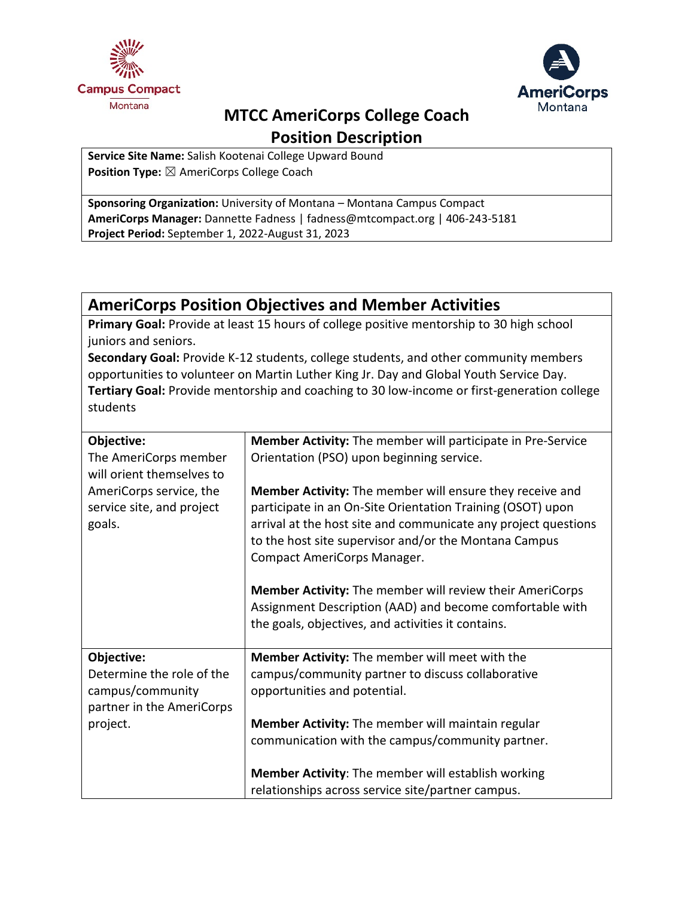# MTCC AmeriCorps College Coach Position Description

**Service Site Name:** Salish Kootenai College Upward Bound
**Position Type:** ☒ AmeriCorps College Coach

**Sponsoring Organization:** University of Montana – Montana Campus Compact
**AmeriCorps Manager:** Dannette Fadness | fadness@mtcompact.org | 406-243-5181
**Project Period:** September 1, 2022-August 31, 2023

## AmeriCorps Position Objectives and Member Activities

**Primary Goal:** Provide at least 15 hours of college positive mentorship to 30 high school juniors and seniors.
**Secondary Goal:** Provide K-12 students, college students, and other community members opportunities to volunteer on Martin Luther King Jr. Day and Global Youth Service Day.
**Tertiary Goal:** Provide mentorship and coaching to 30 low-income or first-generation college students

| Objective | Member Activities |
|---|---|
| **Objective:** The AmeriCorps member will orient themselves to AmeriCorps service, the service site, and project goals. | **Member Activity:** The member will participate in Pre-Service Orientation (PSO) upon beginning service.<br><br>**Member Activity:** The member will ensure they receive and participate in an On-Site Orientation Training (OSOT) upon arrival at the host site and communicate any project questions to the host site supervisor and/or the Montana Campus Compact AmeriCorps Manager.<br><br>**Member Activity:** The member will review their AmeriCorps Assignment Description (AAD) and become comfortable with the goals, objectives, and activities it contains. |
| **Objective:** Determine the role of the campus/community partner in the AmeriCorps project. | **Member Activity:** The member will meet with the campus/community partner to discuss collaborative opportunities and potential.<br><br>**Member Activity:** The member will maintain regular communication with the campus/community partner.<br><br>**Member Activity**: The member will establish working relationships across service site/partner campus. |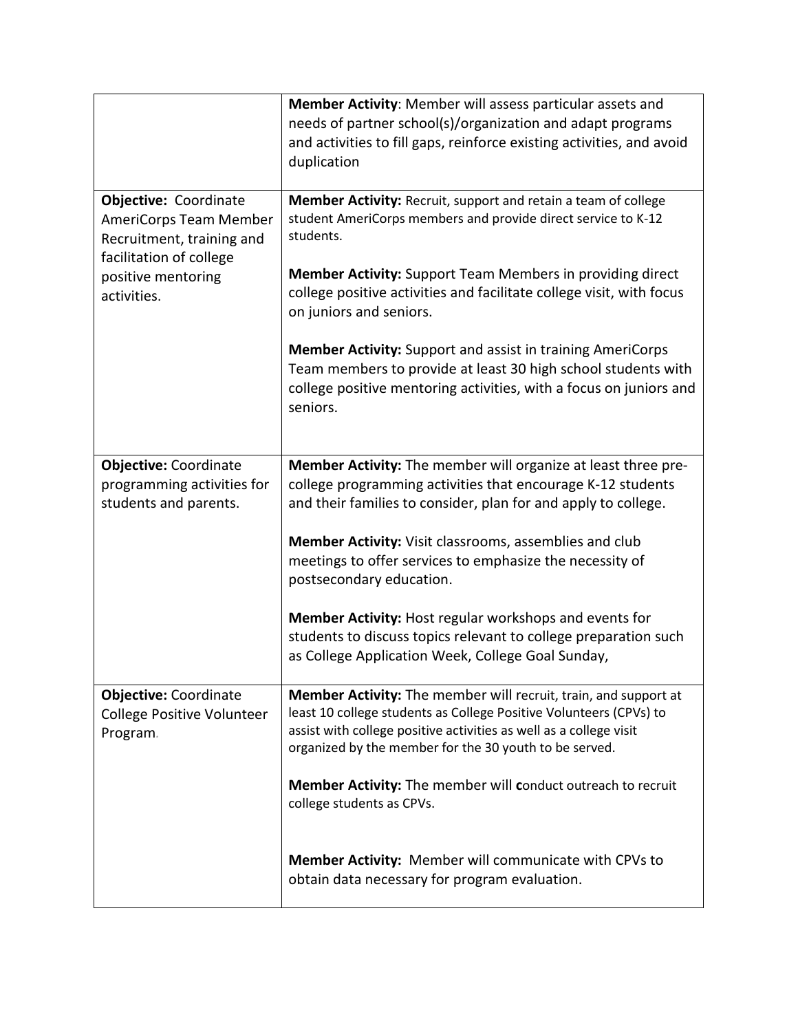| | |
|---|---|
| | **Member Activity**: Member will assess particular assets and needs of partner school(s)/organization and adapt programs and activities to fill gaps, reinforce existing activities, and avoid duplication |
| **Objective:** Coordinate AmeriCorps Team Member Recruitment, training and facilitation of college positive mentoring activities. | **Member Activity:** Recruit, support and retain a team of college student AmeriCorps members and provide direct service to K-12 students.<br><br>**Member Activity:** Support Team Members in providing direct college positive activities and facilitate college visit, with focus on juniors and seniors.<br><br>**Member Activity:** Support and assist in training AmeriCorps Team members to provide at least 30 high school students with college positive mentoring activities, with a focus on juniors and seniors. |
| **Objective:** Coordinate programming activities for students and parents. | **Member Activity:** The member will organize at least three pre-college programming activities that encourage K-12 students and their families to consider, plan for and apply to college.<br><br>**Member Activity:** Visit classrooms, assemblies and club meetings to offer services to emphasize the necessity of postsecondary education.<br><br>**Member Activity:** Host regular workshops and events for students to discuss topics relevant to college preparation such as College Application Week, College Goal Sunday, |
| **Objective:** Coordinate College Positive Volunteer Program. | **Member Activity:** The member will recruit, train, and support at least 10 college students as College Positive Volunteers (CPVs) to assist with college positive activities as well as a college visit organized by the member for the 30 youth to be served.<br><br>**Member Activity:** The member will **c**onduct outreach to recruit college students as CPVs.<br><br>**Member Activity:** Member will communicate with CPVs to obtain data necessary for program evaluation. |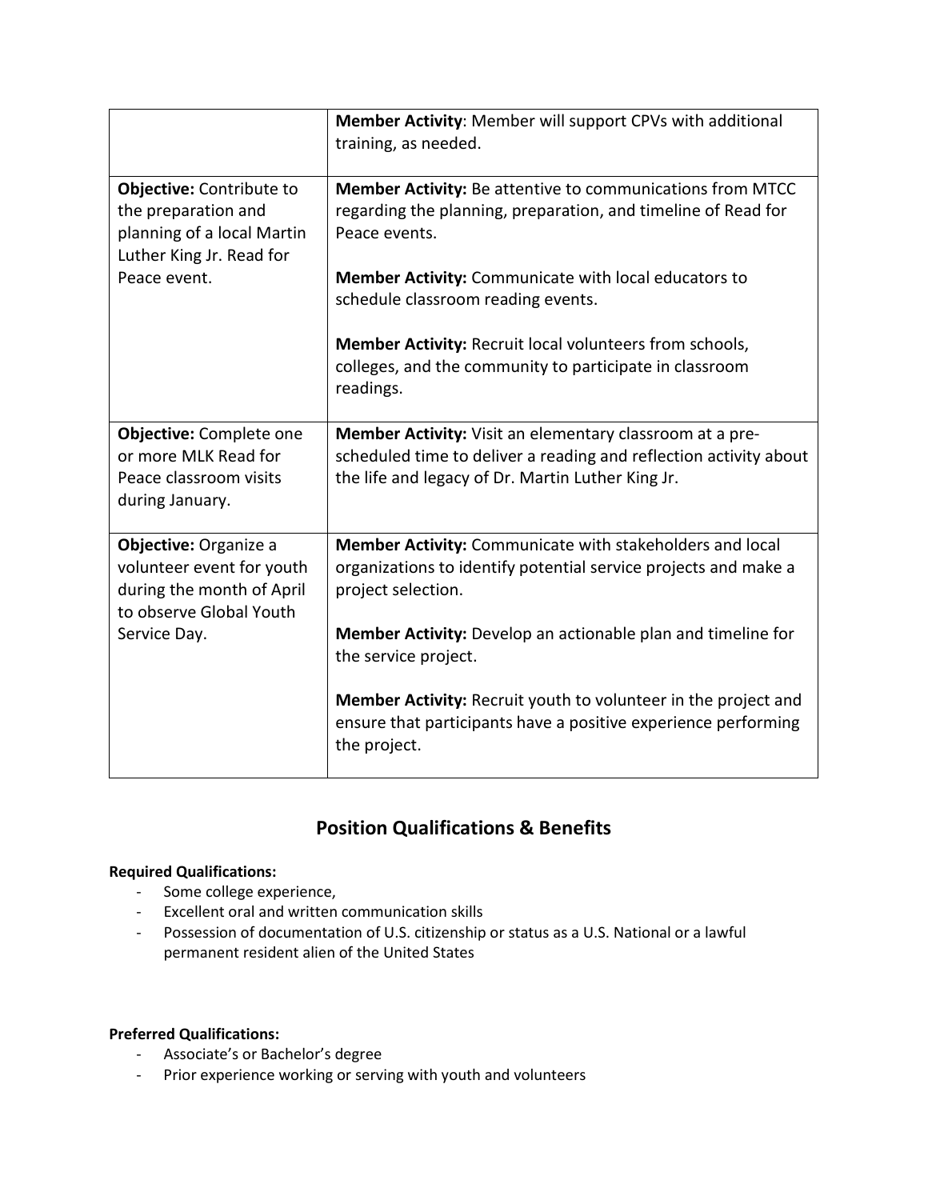| | |
|---|---|
| | **Member Activity**: Member will support CPVs with additional training, as needed. |
| **Objective:** Contribute to the preparation and planning of a local Martin Luther King Jr. Read for Peace event. | **Member Activity:** Be attentive to communications from MTCC regarding the planning, preparation, and timeline of Read for Peace events.<br><br>**Member Activity:** Communicate with local educators to schedule classroom reading events.<br><br>**Member Activity:** Recruit local volunteers from schools, colleges, and the community to participate in classroom readings. |
| **Objective:** Complete one or more MLK Read for Peace classroom visits during January. | **Member Activity:** Visit an elementary classroom at a pre-scheduled time to deliver a reading and reflection activity about the life and legacy of Dr. Martin Luther King Jr. |
| **Objective:** Organize a volunteer event for youth during the month of April to observe Global Youth Service Day. | **Member Activity:** Communicate with stakeholders and local organizations to identify potential service projects and make a project selection.<br><br>**Member Activity:** Develop an actionable plan and timeline for the service project.<br><br>**Member Activity:** Recruit youth to volunteer in the project and ensure that participants have a positive experience performing the project. |

## Position Qualifications & Benefits

**Required Qualifications:**

- Some college experience,
- Excellent oral and written communication skills
- Possession of documentation of U.S. citizenship or status as a U.S. National or a lawful permanent resident alien of the United States

**Preferred Qualifications:**

- Associate's or Bachelor's degree
- Prior experience working or serving with youth and volunteers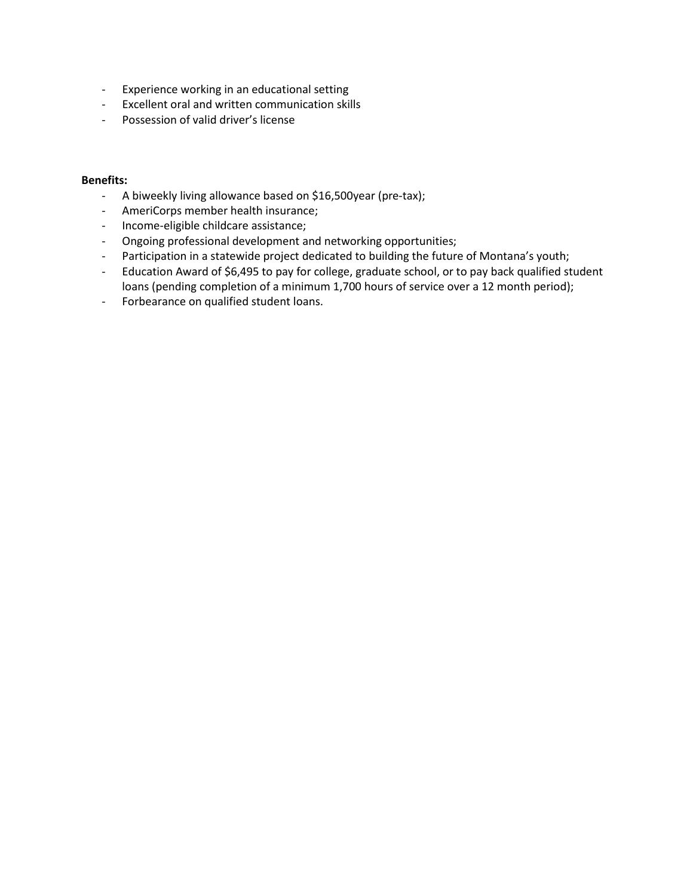- Experience working in an educational setting
- Excellent oral and written communication skills
- Possession of valid driver's license

**Benefits:**

- A biweekly living allowance based on $16,500year (pre-tax);
- AmeriCorps member health insurance;
- Income-eligible childcare assistance;
- Ongoing professional development and networking opportunities;
- Participation in a statewide project dedicated to building the future of Montana's youth;
- Education Award of $6,495 to pay for college, graduate school, or to pay back qualified student loans (pending completion of a minimum 1,700 hours of service over a 12 month period);
- Forbearance on qualified student loans.